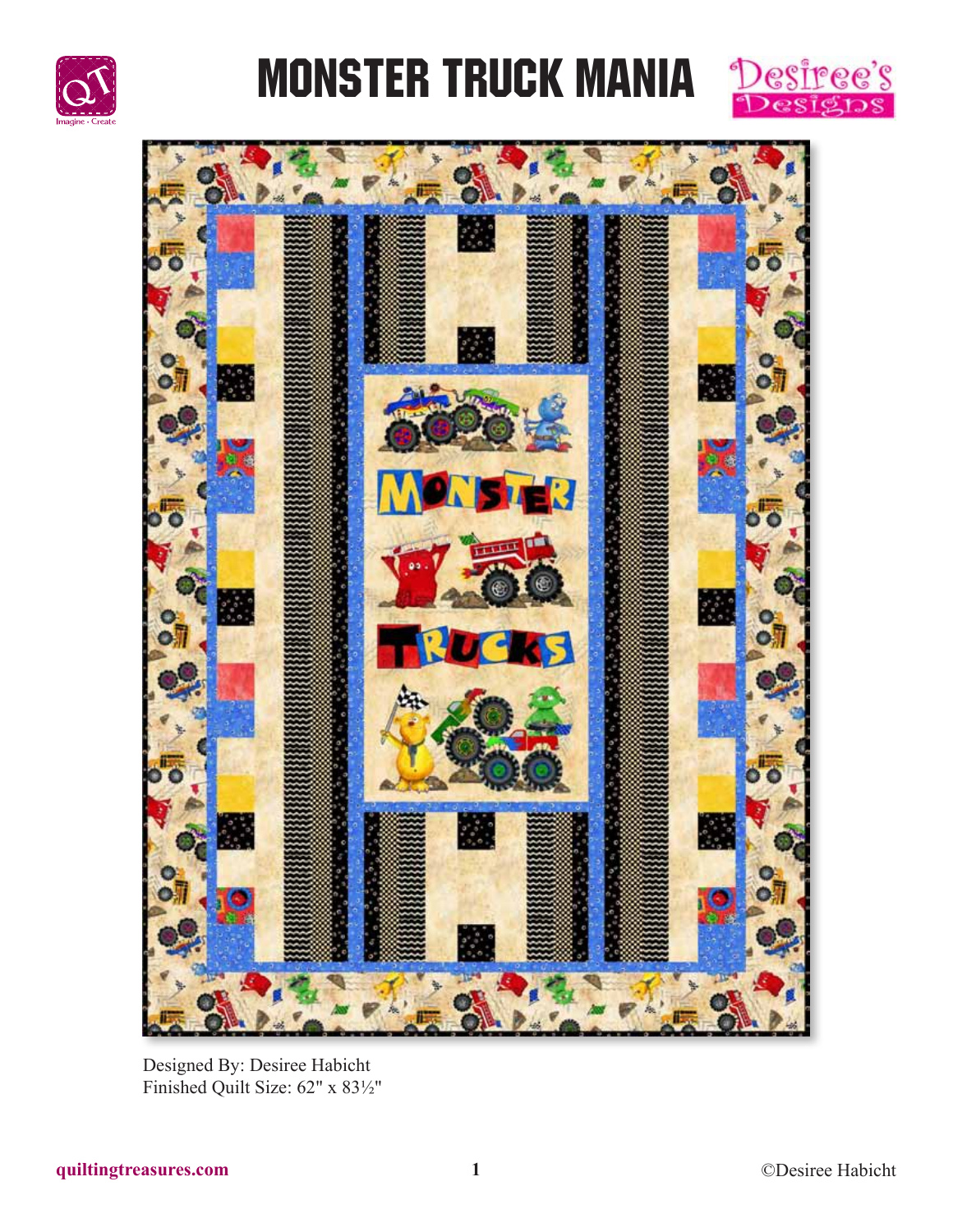# MONSTER TRUCK MANIA

Designed By: Desiree Habicht
Finished Quilt Size: 62" x 83½"

quiltingtreasures.com

©Desiree Habicht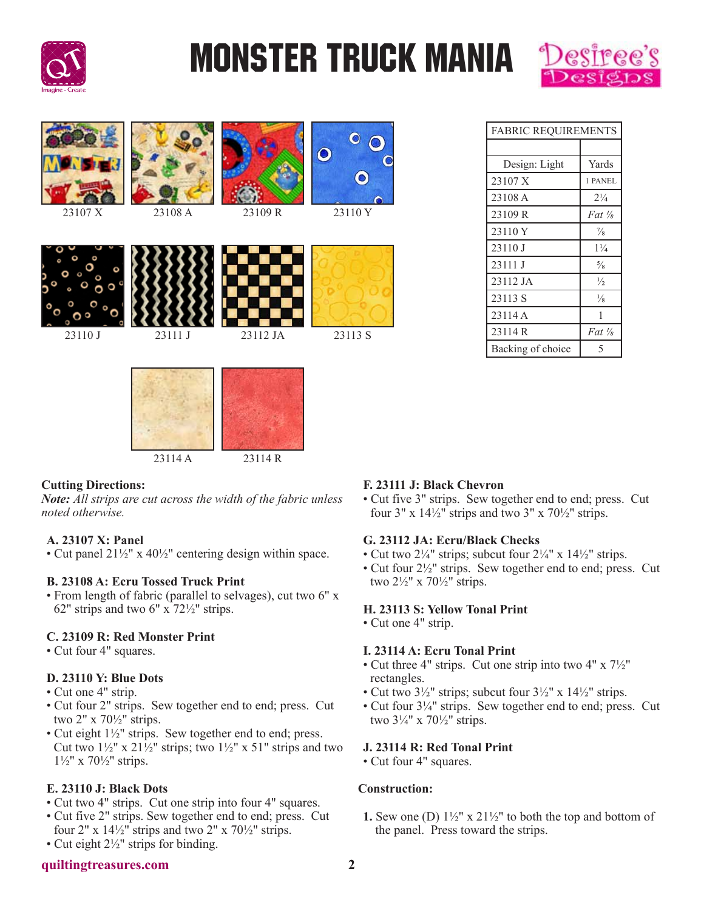# MONSTER TRUCK MANIA

23107 X

23108 A

23109 R

23110 Y

23110 J

23111 J

23112 JA

23113 S

23114 A

23114 R

| FABRIC REQUIREMENTS | |
|---|---|
| | |
| Design: Light | Yards |
| 23107 X | 1 PANEL |
| 23108 A | 2¼ |
| 23109 R | *Fat ⅛* |
| 23110 Y | ⅞ |
| 23110 J | 1¼ |
| 23111 J | ⅝ |
| 23112 JA | ½ |
| 23113 S | ⅛ |
| 23114 A | 1 |
| 23114 R | *Fat ⅛* |
| Backing of choice | 5 |

## Cutting Directions:

***Note:** All strips are cut across the width of the fabric unless noted otherwise.*

### A. 23107 X: Panel
- Cut panel 21½" x 40½" centering design within space.

### B. 23108 A: Ecru Tossed Truck Print
- From length of fabric (parallel to selvages), cut two 6" x 62" strips and two 6" x 72½" strips.

### C. 23109 R: Red Monster Print
- Cut four 4" squares.

### D. 23110 Y: Blue Dots
- Cut one 4" strip.
- Cut four 2" strips. Sew together end to end; press. Cut two 2" x 70½" strips.
- Cut eight 1½" strips. Sew together end to end; press. Cut two 1½" x 21½" strips; two 1½" x 51" strips and two 1½" x 70½" strips.

### E. 23110 J: Black Dots
- Cut two 4" strips. Cut one strip into four 4" squares.
- Cut five 2" strips. Sew together end to end; press. Cut four 2" x 14½" strips and two 2" x 70½" strips.
- Cut eight 2½" strips for binding.

### F. 23111 J: Black Chevron
- Cut five 3" strips. Sew together end to end; press. Cut four 3" x 14½" strips and two 3" x 70½" strips.

### G. 23112 JA: Ecru/Black Checks
- Cut two 2¼" strips; subcut four 2¼" x 14½" strips.
- Cut four 2½" strips. Sew together end to end; press. Cut two 2½" x 70½" strips.

### H. 23113 S: Yellow Tonal Print
- Cut one 4" strip.

### I. 23114 A: Ecru Tonal Print
- Cut three 4" strips. Cut one strip into two 4" x 7½" rectangles.
- Cut two 3½" strips; subcut four 3½" x 14½" strips.
- Cut four 3¼" strips. Sew together end to end; press. Cut two 3¼" x 70½" strips.

### J. 23114 R: Red Tonal Print
- Cut four 4" squares.

## Construction:

**1.** Sew one (D) 1½" x 21½" to both the top and bottom of the panel. Press toward the strips.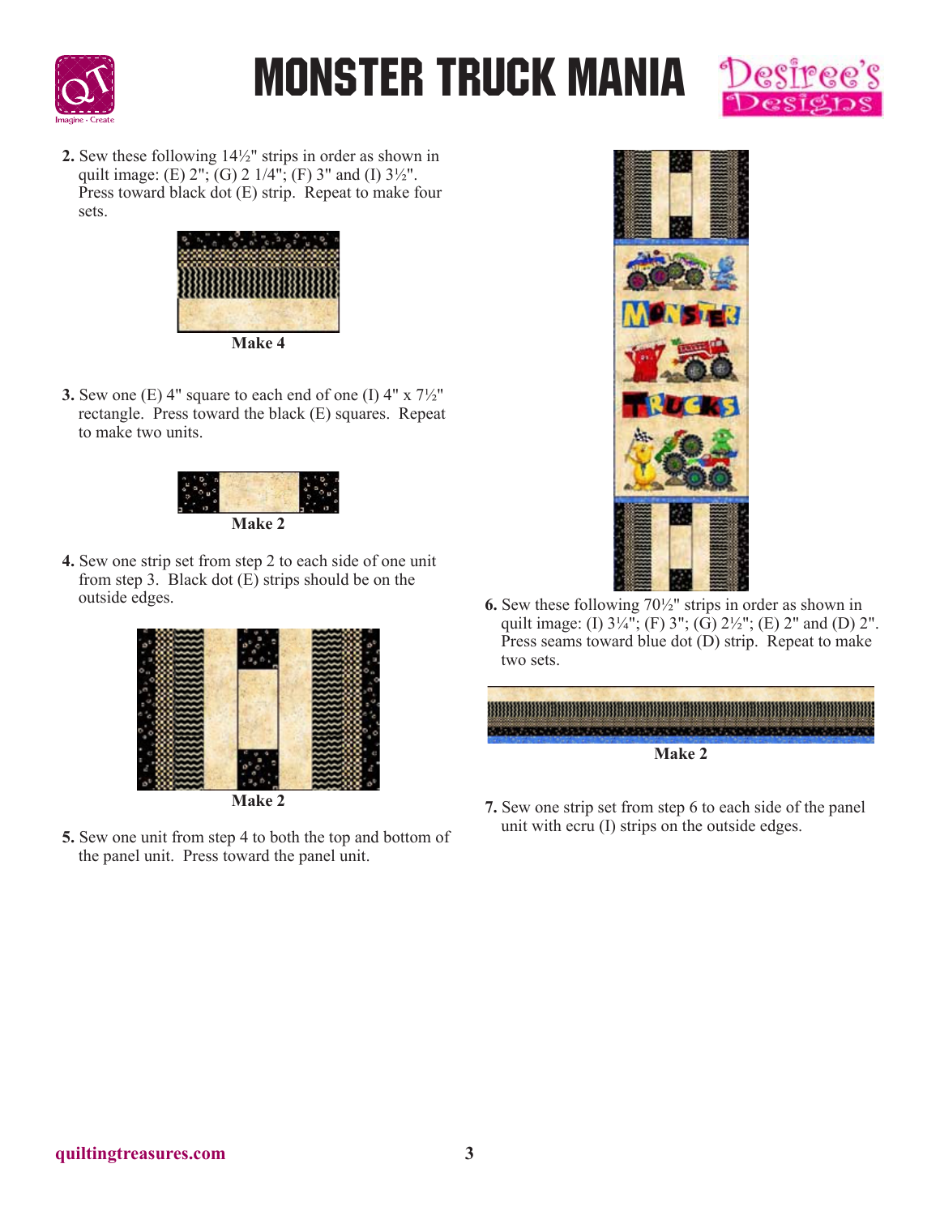# MONSTER TRUCK MANIA

2. Sew these following 14½" strips in order as shown in quilt image: (E) 2"; (G) 2 1/4"; (F) 3" and (I) 3½". Press toward black dot (E) strip. Repeat to make four sets.

Make 4

3. Sew one (E) 4" square to each end of one (I) 4" x 7½" rectangle. Press toward the black (E) squares. Repeat to make two units.

Make 2

4. Sew one strip set from step 2 to each side of one unit from step 3. Black dot (E) strips should be on the outside edges.

Make 2

5. Sew one unit from step 4 to both the top and bottom of the panel unit. Press toward the panel unit.

6. Sew these following 70½" strips in order as shown in quilt image: (I) 3¼"; (F) 3"; (G) 2½"; (E) 2" and (D) 2". Press seams toward blue dot (D) strip. Repeat to make two sets.

Make 2

7. Sew one strip set from step 6 to each side of the panel unit with ecru (I) strips on the outside edges.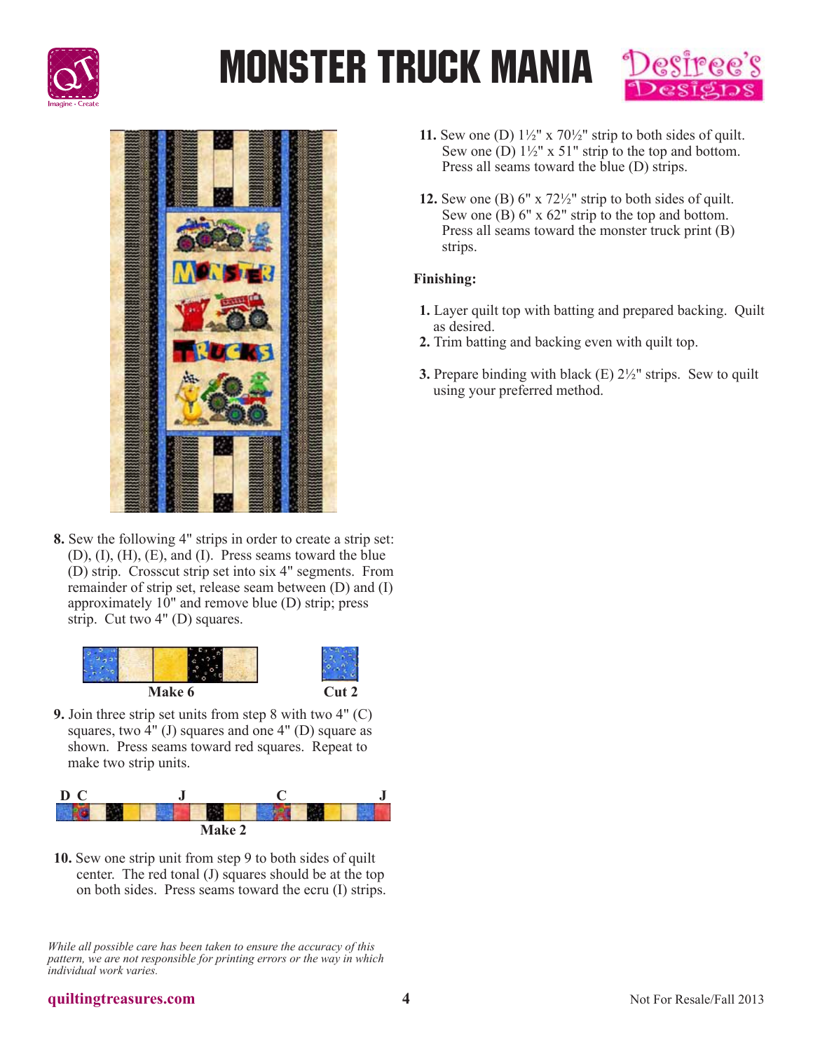# MONSTER TRUCK MANIA

8. Sew the following 4" strips in order to create a strip set: (D), (I), (H), (E), and (I). Press seams toward the blue (D) strip. Crosscut strip set into six 4" segments. From remainder of strip set, release seam between (D) and (I) approximately 10" and remove blue (D) strip; press strip. Cut two 4" (D) squares.

Make 6

Cut 2

9. Join three strip set units from step 8 with two 4" (C) squares, two 4" (J) squares and one 4" (D) square as shown. Press seams toward red squares. Repeat to make two strip units.

D C J C J

Make 2

10. Sew one strip unit from step 9 to both sides of quilt center. The red tonal (J) squares should be at the top on both sides. Press seams toward the ecru (I) strips.

11. Sew one (D) 1½" x 70½" strip to both sides of quilt. Sew one (D) 1½" x 51" strip to the top and bottom. Press all seams toward the blue (D) strips.

12. Sew one (B) 6" x 72½" strip to both sides of quilt. Sew one (B) 6" x 62" strip to the top and bottom. Press all seams toward the monster truck print (B) strips.

**Finishing:**

1. Layer quilt top with batting and prepared backing. Quilt as desired.
2. Trim batting and backing even with quilt top.
3. Prepare binding with black (E) 2½" strips. Sew to quilt using your preferred method.

*While all possible care has been taken to ensure the accuracy of this pattern, we are not responsible for printing errors or the way in which individual work varies.*